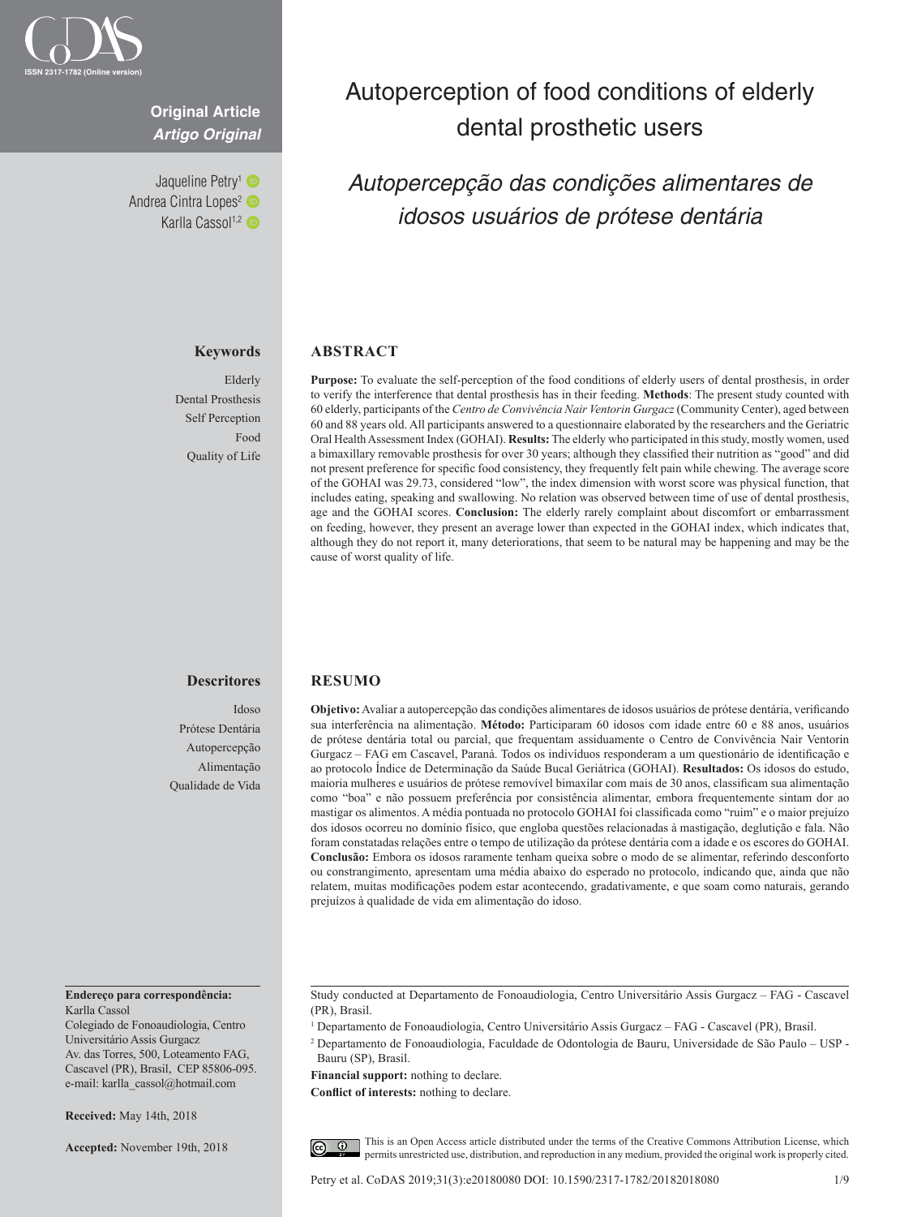Original Article
*Artigo Original*

# Autoperception of food conditions of elderly dental prosthetic users

## *Autopercepção das condições alimentares de idosos usuários de prótese dentária*

Jaqueline Petry[1]
Andrea Cintra Lopes[2]
Karlla Cassol[1,2]

**Keywords**

Elderly
Dental Prosthesis
Self Perception
Food
Quality of Life

## ABSTRACT

**Purpose:** To evaluate the self-perception of the food conditions of elderly users of dental prosthesis, in order to verify the interference that dental prosthesis has in their feeding. **Methods**: The present study counted with 60 elderly, participants of the *Centro de Convivência Nair Ventorin Gurgacz* (Community Center), aged between 60 and 88 years old. All participants answered to a questionnaire elaborated by the researchers and the Geriatric Oral Health Assessment Index (GOHAI). **Results:** The elderly who participated in this study, mostly women, used a bimaxillary removable prosthesis for over 30 years; although they classified their nutrition as "good" and did not present preference for specific food consistency, they frequently felt pain while chewing. The average score of the GOHAI was 29.73, considered "low", the index dimension with worst score was physical function, that includes eating, speaking and swallowing. No relation was observed between time of use of dental prosthesis, age and the GOHAI scores. **Conclusion:** The elderly rarely complaint about discomfort or embarrassment on feeding, however, they present an average lower than expected in the GOHAI index, which indicates that, although they do not report it, many deteriorations, that seem to be natural may be happening and may be the cause of worst quality of life.

**Descritores**

Idoso
Prótese Dentária
Autopercepção
Alimentação
Qualidade de Vida

## RESUMO

**Objetivo:** Avaliar a autopercepção das condições alimentares de idosos usuários de prótese dentária, verificando sua interferência na alimentação. **Método:** Participaram 60 idosos com idade entre 60 e 88 anos, usuários de prótese dentária total ou parcial, que frequentam assiduamente o Centro de Convivência Nair Ventorin Gurgacz – FAG em Cascavel, Paraná. Todos os indivíduos responderam a um questionário de identificação e ao protocolo Índice de Determinação da Saúde Bucal Geriátrica (GOHAI). **Resultados:** Os idosos do estudo, maioria mulheres e usuários de prótese removível bimaxilar com mais de 30 anos, classificam sua alimentação como "boa" e não possuem preferência por consistência alimentar, embora frequentemente sintam dor ao mastigar os alimentos. A média pontuada no protocolo GOHAI foi classificada como "ruim" e o maior prejuízo dos idosos ocorreu no domínio físico, que engloba questões relacionadas à mastigação, deglutição e fala. Não foram constatadas relações entre o tempo de utilização da prótese dentária com a idade e os escores do GOHAI. **Conclusão:** Embora os idosos raramente tenham queixa sobre o modo de se alimentar, referindo desconforto ou constrangimento, apresentam uma média abaixo do esperado no protocolo, indicando que, ainda que não relatem, muitas modificações podem estar acontecendo, gradativamente, e que soam como naturais, gerando prejuízos à qualidade de vida em alimentação do idoso.

**Endereço para correspondência:**
Karlla Cassol
Colegiado de Fonoaudiologia, Centro Universitário Assis Gurgacz
Av. das Torres, 500, Loteamento FAG, Cascavel (PR), Brasil, CEP 85806-095.
e-mail: karlla_cassol@hotmail.com

**Received:** May 14th, 2018

**Accepted:** November 19th, 2018

Study conducted at Departamento de Fonoaudiologia, Centro Universitário Assis Gurgacz – FAG - Cascavel (PR), Brasil.

[1] Departamento de Fonoaudiologia, Centro Universitário Assis Gurgacz – FAG - Cascavel (PR), Brasil.

[2] Departamento de Fonoaudiologia, Faculdade de Odontologia de Bauru, Universidade de São Paulo – USP - Bauru (SP), Brasil.

**Financial support:** nothing to declare.

**Conflict of interests:** nothing to declare.

This is an Open Access article distributed under the terms of the Creative Commons Attribution License, which permits unrestricted use, distribution, and reproduction in any medium, provided the original work is properly cited.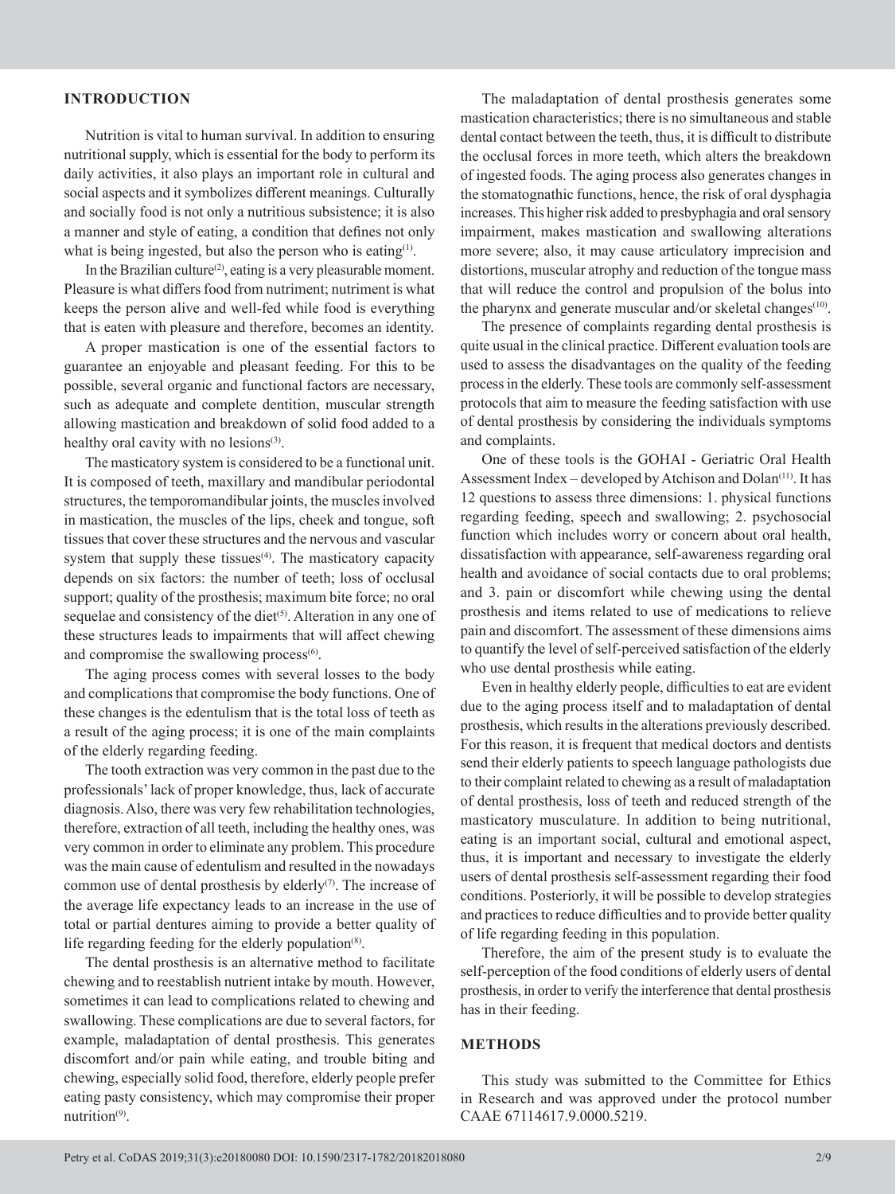## INTRODUCTION

Nutrition is vital to human survival. In addition to ensuring nutritional supply, which is essential for the body to perform its daily activities, it also plays an important role in cultural and social aspects and it symbolizes different meanings. Culturally and socially food is not only a nutritious subsistence; it is also a manner and style of eating, a condition that defines not only what is being ingested, but also the person who is eating[1].

In the Brazilian culture[2], eating is a very pleasurable moment. Pleasure is what differs food from nutriment; nutriment is what keeps the person alive and well-fed while food is everything that is eaten with pleasure and therefore, becomes an identity.

A proper mastication is one of the essential factors to guarantee an enjoyable and pleasant feeding. For this to be possible, several organic and functional factors are necessary, such as adequate and complete dentition, muscular strength allowing mastication and breakdown of solid food added to a healthy oral cavity with no lesions[3].

The masticatory system is considered to be a functional unit. It is composed of teeth, maxillary and mandibular periodontal structures, the temporomandibular joints, the muscles involved in mastication, the muscles of the lips, cheek and tongue, soft tissues that cover these structures and the nervous and vascular system that supply these tissues[4]. The masticatory capacity depends on six factors: the number of teeth; loss of occlusal support; quality of the prosthesis; maximum bite force; no oral sequelae and consistency of the diet[5]. Alteration in any one of these structures leads to impairments that will affect chewing and compromise the swallowing process[6].

The aging process comes with several losses to the body and complications that compromise the body functions. One of these changes is the edentulism that is the total loss of teeth as a result of the aging process; it is one of the main complaints of the elderly regarding feeding.

The tooth extraction was very common in the past due to the professionals' lack of proper knowledge, thus, lack of accurate diagnosis. Also, there was very few rehabilitation technologies, therefore, extraction of all teeth, including the healthy ones, was very common in order to eliminate any problem. This procedure was the main cause of edentulism and resulted in the nowadays common use of dental prosthesis by elderly[7]. The increase of the average life expectancy leads to an increase in the use of total or partial dentures aiming to provide a better quality of life regarding feeding for the elderly population[8].

The dental prosthesis is an alternative method to facilitate chewing and to reestablish nutrient intake by mouth. However, sometimes it can lead to complications related to chewing and swallowing. These complications are due to several factors, for example, maladaptation of dental prosthesis. This generates discomfort and/or pain while eating, and trouble biting and chewing, especially solid food, therefore, elderly people prefer eating pasty consistency, which may compromise their proper nutrition[9].

The maladaptation of dental prosthesis generates some mastication characteristics; there is no simultaneous and stable dental contact between the teeth, thus, it is difficult to distribute the occlusal forces in more teeth, which alters the breakdown of ingested foods. The aging process also generates changes in the stomatognathic functions, hence, the risk of oral dysphagia increases. This higher risk added to presbyphagia and oral sensory impairment, makes mastication and swallowing alterations more severe; also, it may cause articulatory imprecision and distortions, muscular atrophy and reduction of the tongue mass that will reduce the control and propulsion of the bolus into the pharynx and generate muscular and/or skeletal changes[10].

The presence of complaints regarding dental prosthesis is quite usual in the clinical practice. Different evaluation tools are used to assess the disadvantages on the quality of the feeding process in the elderly. These tools are commonly self-assessment protocols that aim to measure the feeding satisfaction with use of dental prosthesis by considering the individuals symptoms and complaints.

One of these tools is the GOHAI - Geriatric Oral Health Assessment Index – developed by Atchison and Dolan[11]. It has 12 questions to assess three dimensions: 1. physical functions regarding feeding, speech and swallowing; 2. psychosocial function which includes worry or concern about oral health, dissatisfaction with appearance, self-awareness regarding oral health and avoidance of social contacts due to oral problems; and 3. pain or discomfort while chewing using the dental prosthesis and items related to use of medications to relieve pain and discomfort. The assessment of these dimensions aims to quantify the level of self-perceived satisfaction of the elderly who use dental prosthesis while eating.

Even in healthy elderly people, difficulties to eat are evident due to the aging process itself and to maladaptation of dental prosthesis, which results in the alterations previously described. For this reason, it is frequent that medical doctors and dentists send their elderly patients to speech language pathologists due to their complaint related to chewing as a result of maladaptation of dental prosthesis, loss of teeth and reduced strength of the masticatory musculature. In addition to being nutritional, eating is an important social, cultural and emotional aspect, thus, it is important and necessary to investigate the elderly users of dental prosthesis self-assessment regarding their food conditions. Posteriorly, it will be possible to develop strategies and practices to reduce difficulties and to provide better quality of life regarding feeding in this population.

Therefore, the aim of the present study is to evaluate the self-perception of the food conditions of elderly users of dental prosthesis, in order to verify the interference that dental prosthesis has in their feeding.

## METHODS

This study was submitted to the Committee for Ethics in Research and was approved under the protocol number CAAE 67114617.9.0000.5219.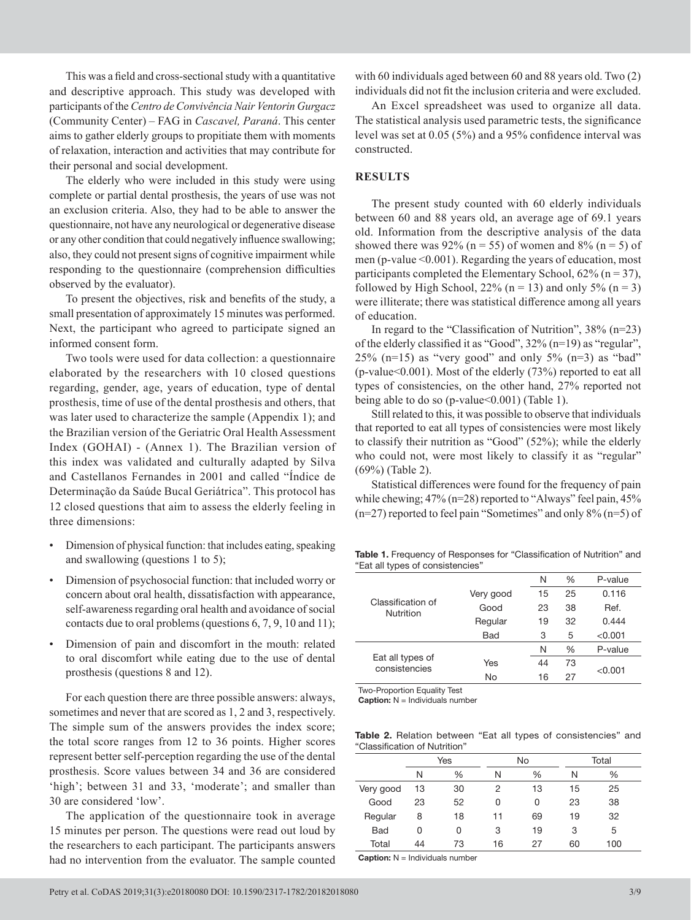This was a field and cross-sectional study with a quantitative and descriptive approach. This study was developed with participants of the *Centro de Convivência Nair Ventorin Gurgacz* (Community Center) – FAG in *Cascavel, Paraná*. This center aims to gather elderly groups to propitiate them with moments of relaxation, interaction and activities that may contribute for their personal and social development.

The elderly who were included in this study were using complete or partial dental prosthesis, the years of use was not an exclusion criteria. Also, they had to be able to answer the questionnaire, not have any neurological or degenerative disease or any other condition that could negatively influence swallowing; also, they could not present signs of cognitive impairment while responding to the questionnaire (comprehension difficulties observed by the evaluator).

To present the objectives, risk and benefits of the study, a small presentation of approximately 15 minutes was performed. Next, the participant who agreed to participate signed an informed consent form.

Two tools were used for data collection: a questionnaire elaborated by the researchers with 10 closed questions regarding, gender, age, years of education, type of dental prosthesis, time of use of the dental prosthesis and others, that was later used to characterize the sample (Appendix 1); and the Brazilian version of the Geriatric Oral Health Assessment Index (GOHAI) - (Annex 1). The Brazilian version of this index was validated and culturally adapted by Silva and Castellanos Fernandes in 2001 and called "Índice de Determinação da Saúde Bucal Geriátrica". This protocol has 12 closed questions that aim to assess the elderly feeling in three dimensions:

- Dimension of physical function: that includes eating, speaking and swallowing (questions 1 to 5);
- Dimension of psychosocial function: that included worry or concern about oral health, dissatisfaction with appearance, self-awareness regarding oral health and avoidance of social contacts due to oral problems (questions 6, 7, 9, 10 and 11);
- Dimension of pain and discomfort in the mouth: related to oral discomfort while eating due to the use of dental prosthesis (questions 8 and 12).

For each question there are three possible answers: always, sometimes and never that are scored as 1, 2 and 3, respectively. The simple sum of the answers provides the index score; the total score ranges from 12 to 36 points. Higher scores represent better self-perception regarding the use of the dental prosthesis. Score values between 34 and 36 are considered 'high'; between 31 and 33, 'moderate'; and smaller than 30 are considered 'low'.

The application of the questionnaire took in average 15 minutes per person. The questions were read out loud by the researchers to each participant. The participants answers had no intervention from the evaluator. The sample counted with 60 individuals aged between 60 and 88 years old. Two (2) individuals did not fit the inclusion criteria and were excluded.

An Excel spreadsheet was used to organize all data. The statistical analysis used parametric tests, the significance level was set at 0.05 (5%) and a 95% confidence interval was constructed.

## RESULTS

The present study counted with 60 elderly individuals between 60 and 88 years old, an average age of 69.1 years old. Information from the descriptive analysis of the data showed there was 92% (n = 55) of women and 8% (n = 5) of men (p-value <0.001). Regarding the years of education, most participants completed the Elementary School, 62% (n = 37), followed by High School, 22% (n = 13) and only 5% (n = 3) were illiterate; there was statistical difference among all years of education.

In regard to the "Classification of Nutrition", 38% (n=23) of the elderly classified it as "Good", 32% (n=19) as "regular", 25% (n=15) as "very good" and only 5% (n=3) as "bad" (p-value<0.001). Most of the elderly (73%) reported to eat all types of consistencies, on the other hand, 27% reported not being able to do so (p-value<0.001) (Table 1).

Still related to this, it was possible to observe that individuals that reported to eat all types of consistencies were most likely to classify their nutrition as "Good" (52%); while the elderly who could not, were most likely to classify it as "regular" (69%) (Table 2).

Statistical differences were found for the frequency of pain while chewing; 47% (n=28) reported to "Always" feel pain, 45% (n=27) reported to feel pain "Sometimes" and only 8% (n=5) of

**Table 1.** Frequency of Responses for "Classification of Nutrition" and "Eat all types of consistencies"

| | | N | % | P-value |
|---|---|---|---|---|
| Classification of Nutrition | Very good | 15 | 25 | 0.116 |
| | Good | 23 | 38 | Ref. |
| | Regular | 19 | 32 | 0.444 |
| | Bad | 3 | 5 | <0.001 |
| | | N | % | P-value |
| Eat all types of consistencies | Yes | 44 | 73 | <0.001 |
| | No | 16 | 27 | |

Two-Proportion Equality Test
**Caption:** N = Individuals number

**Table 2.** Relation between "Eat all types of consistencies" and "Classification of Nutrition"

| | Yes | | No | | Total | |
|---|---|---|---|---|---|---|
| | N | % | N | % | N | % |
| Very good | 13 | 30 | 2 | 13 | 15 | 25 |
| Good | 23 | 52 | 0 | 0 | 23 | 38 |
| Regular | 8 | 18 | 11 | 69 | 19 | 32 |
| Bad | 0 | 0 | 3 | 19 | 3 | 5 |
| Total | 44 | 73 | 16 | 27 | 60 | 100 |

**Caption:** N = Individuals number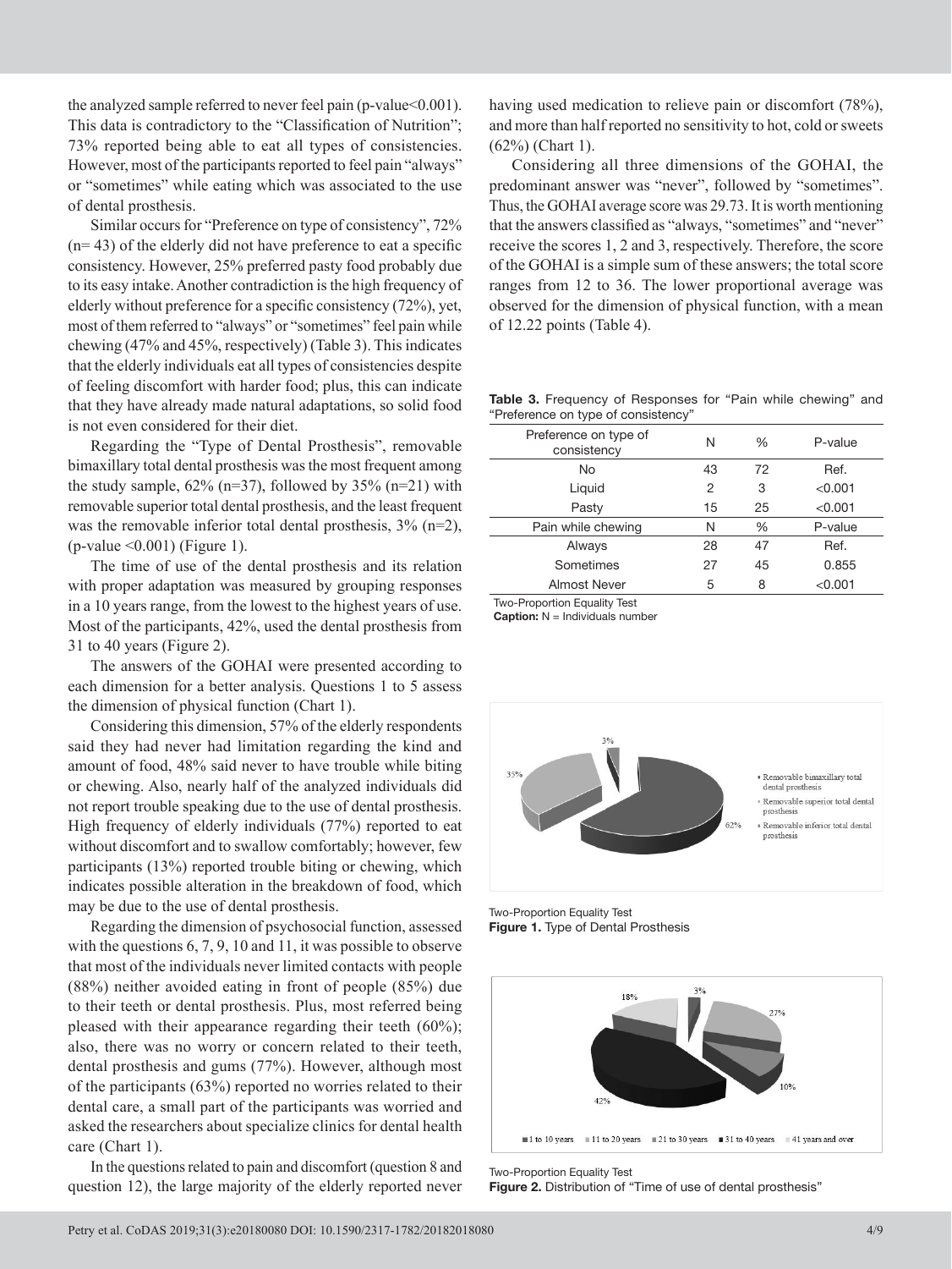the analyzed sample referred to never feel pain (p-value<0.001). This data is contradictory to the "Classification of Nutrition"; 73% reported being able to eat all types of consistencies. However, most of the participants reported to feel pain "always" or "sometimes" while eating which was associated to the use of dental prosthesis.

Similar occurs for "Preference on type of consistency", 72% (n= 43) of the elderly did not have preference to eat a specific consistency. However, 25% preferred pasty food probably due to its easy intake. Another contradiction is the high frequency of elderly without preference for a specific consistency (72%), yet, most of them referred to "always" or "sometimes" feel pain while chewing (47% and 45%, respectively) (Table 3). This indicates that the elderly individuals eat all types of consistencies despite of feeling discomfort with harder food; plus, this can indicate that they have already made natural adaptations, so solid food is not even considered for their diet.

Regarding the "Type of Dental Prosthesis", removable bimaxillary total dental prosthesis was the most frequent among the study sample, 62% (n=37), followed by 35% (n=21) with removable superior total dental prosthesis, and the least frequent was the removable inferior total dental prosthesis, 3% (n=2), (p-value <0.001) (Figure 1).

The time of use of the dental prosthesis and its relation with proper adaptation was measured by grouping responses in a 10 years range, from the lowest to the highest years of use. Most of the participants, 42%, used the dental prosthesis from 31 to 40 years (Figure 2).

The answers of the GOHAI were presented according to each dimension for a better analysis. Questions 1 to 5 assess the dimension of physical function (Chart 1).

Considering this dimension, 57% of the elderly respondents said they had never had limitation regarding the kind and amount of food, 48% said never to have trouble while biting or chewing. Also, nearly half of the analyzed individuals did not report trouble speaking due to the use of dental prosthesis. High frequency of elderly individuals (77%) reported to eat without discomfort and to swallow comfortably; however, few participants (13%) reported trouble biting or chewing, which indicates possible alteration in the breakdown of food, which may be due to the use of dental prosthesis.

Regarding the dimension of psychosocial function, assessed with the questions 6, 7, 9, 10 and 11, it was possible to observe that most of the individuals never limited contacts with people (88%) neither avoided eating in front of people (85%) due to their teeth or dental prosthesis. Plus, most referred being pleased with their appearance regarding their teeth (60%); also, there was no worry or concern related to their teeth, dental prosthesis and gums (77%). However, although most of the participants (63%) reported no worries related to their dental care, a small part of the participants was worried and asked the researchers about specialize clinics for dental health care (Chart 1).

In the questions related to pain and discomfort (question 8 and question 12), the large majority of the elderly reported never having used medication to relieve pain or discomfort (78%), and more than half reported no sensitivity to hot, cold or sweets (62%) (Chart 1).

Considering all three dimensions of the GOHAI, the predominant answer was "never", followed by "sometimes". Thus, the GOHAI average score was 29.73. It is worth mentioning that the answers classified as "always, "sometimes" and "never" receive the scores 1, 2 and 3, respectively. Therefore, the score of the GOHAI is a simple sum of these answers; the total score ranges from 12 to 36. The lower proportional average was observed for the dimension of physical function, with a mean of 12.22 points (Table 4).

**Table 3.** Frequency of Responses for "Pain while chewing" and "Preference on type of consistency"

| Preference on type of consistency | N | % | P-value |
|---|---|---|---|
| No | 43 | 72 | Ref. |
| Liquid | 2 | 3 | <0.001 |
| Pasty | 15 | 25 | <0.001 |
| **Pain while chewing** | **N** | **%** | **P-value** |
| Always | 28 | 47 | Ref. |
| Sometimes | 27 | 45 | 0.855 |
| Almost Never | 5 | 8 | <0.001 |

Two-Proportion Equality Test
**Caption:** N = Individuals number

Two-Proportion Equality Test
**Figure 1.** Type of Dental Prosthesis

Two-Proportion Equality Test
**Figure 2.** Distribution of "Time of use of dental prosthesis"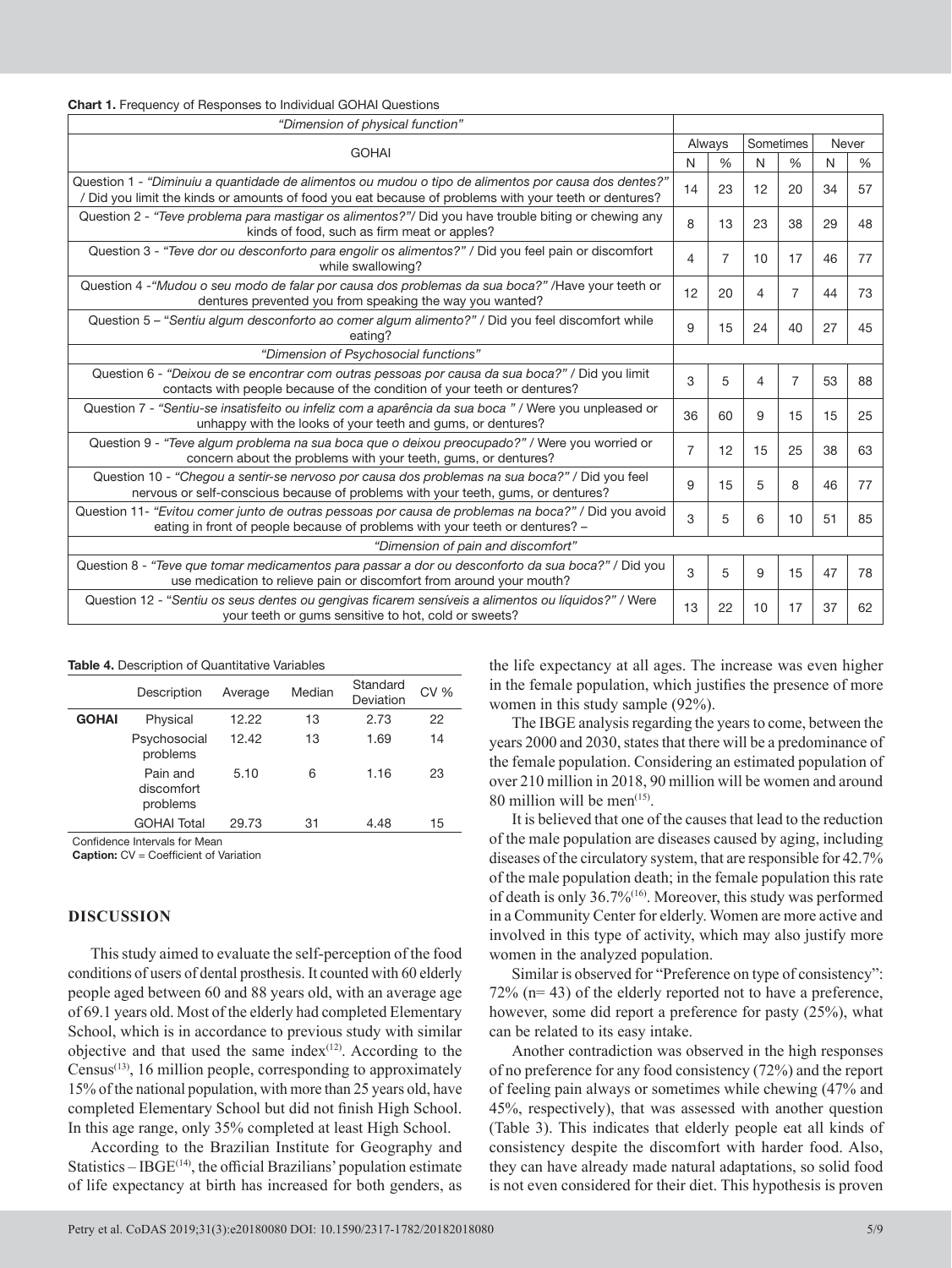**Chart 1.** Frequency of Responses to Individual GOHAI Questions

| GOHAI | Always | | Sometimes | | Never | |
|---|---|---|---|---|---|---|
| | N | % | N | % | N | % |
| *"Dimension of physical function"* | | | | | | |
| Question 1 - *"Diminuiu a quantidade de alimentos ou mudou o tipo de alimentos por causa dos dentes?"* / Did you limit the kinds or amounts of food you eat because of problems with your teeth or dentures? | 14 | 23 | 12 | 20 | 34 | 57 |
| Question 2 - *"Teve problema para mastigar os alimentos?"*/ Did you have trouble biting or chewing any kinds of food, such as firm meat or apples? | 8 | 13 | 23 | 38 | 29 | 48 |
| Question 3 - *"Teve dor ou desconforto para engolir os alimentos?"* / Did you feel pain or discomfort while swallowing? | 4 | 7 | 10 | 17 | 46 | 77 |
| Question 4 -*"Mudou o seu modo de falar por causa dos problemas da sua boca?"* /Have your teeth or dentures prevented you from speaking the way you wanted? | 12 | 20 | 4 | 7 | 44 | 73 |
| Question 5 – "*Sentiu algum desconforto ao comer algum alimento?"* / Did you feel discomfort while eating? | 9 | 15 | 24 | 40 | 27 | 45 |
| *"Dimension of Psychosocial functions"* | | | | | | |
| Question 6 - *"Deixou de se encontrar com outras pessoas por causa da sua boca?"* / Did you limit contacts with people because of the condition of your teeth or dentures? | 3 | 5 | 4 | 7 | 53 | 88 |
| Question 7 - *"Sentiu-se insatisfeito ou infeliz com a aparência da sua boca "* / Were you unpleased or unhappy with the looks of your teeth and gums, or dentures? | 36 | 60 | 9 | 15 | 15 | 25 |
| Question 9 - *"Teve algum problema na sua boca que o deixou preocupado?"* / Were you worried or concern about the problems with your teeth, gums, or dentures? | 7 | 12 | 15 | 25 | 38 | 63 |
| Question 10 - *"Chegou a sentir-se nervoso por causa dos problemas na sua boca?"* / Did you feel nervous or self-conscious because of problems with your teeth, gums, or dentures? | 9 | 15 | 5 | 8 | 46 | 77 |
| Question 11- *"Evitou comer junto de outras pessoas por causa de problemas na boca?"* / Did you avoid eating in front of people because of problems with your teeth or dentures? – | 3 | 5 | 6 | 10 | 51 | 85 |
| *"Dimension of pain and discomfort"* | | | | | | |
| Question 8 - *"Teve que tomar medicamentos para passar a dor ou desconforto da sua boca?"* / Did you use medication to relieve pain or discomfort from around your mouth? | 3 | 5 | 9 | 15 | 47 | 78 |
| Question 12 - "*Sentiu os seus dentes ou gengivas ficarem sensíveis a alimentos ou líquidos?"* / Were your teeth or gums sensitive to hot, cold or sweets? | 13 | 22 | 10 | 17 | 37 | 62 |

**Table 4.** Description of Quantitative Variables

| | Description | Average | Median | Standard Deviation | CV % |
|---|---|---|---|---|---|
| **GOHAI** | Physical | 12.22 | 13 | 2.73 | 22 |
| | Psychosocial problems | 12.42 | 13 | 1.69 | 14 |
| | Pain and discomfort problems | 5.10 | 6 | 1.16 | 23 |
| | GOHAI Total | 29.73 | 31 | 4.48 | 15 |

Confidence Intervals for Mean
**Caption:** CV = Coefficient of Variation

## DISCUSSION

This study aimed to evaluate the self-perception of the food conditions of users of dental prosthesis. It counted with 60 elderly people aged between 60 and 88 years old, with an average age of 69.1 years old. Most of the elderly had completed Elementary School, which is in accordance to previous study with similar objective and that used the same index[12]. According to the Census[13], 16 million people, corresponding to approximately 15% of the national population, with more than 25 years old, have completed Elementary School but did not finish High School. In this age range, only 35% completed at least High School.

According to the Brazilian Institute for Geography and Statistics – IBGE[14], the official Brazilians' population estimate of life expectancy at birth has increased for both genders, as the life expectancy at all ages. The increase was even higher in the female population, which justifies the presence of more women in this study sample (92%).

The IBGE analysis regarding the years to come, between the years 2000 and 2030, states that there will be a predominance of the female population. Considering an estimated population of over 210 million in 2018, 90 million will be women and around 80 million will be men[15].

It is believed that one of the causes that lead to the reduction of the male population are diseases caused by aging, including diseases of the circulatory system, that are responsible for 42.7% of the male population death; in the female population this rate of death is only 36.7%[16]. Moreover, this study was performed in a Community Center for elderly. Women are more active and involved in this type of activity, which may also justify more women in the analyzed population.

Similar is observed for "Preference on type of consistency": 72% (n= 43) of the elderly reported not to have a preference, however, some did report a preference for pasty (25%), what can be related to its easy intake.

Another contradiction was observed in the high responses of no preference for any food consistency (72%) and the report of feeling pain always or sometimes while chewing (47% and 45%, respectively), that was assessed with another question (Table 3). This indicates that elderly people eat all kinds of consistency despite the discomfort with harder food. Also, they can have already made natural adaptations, so solid food is not even considered for their diet. This hypothesis is proven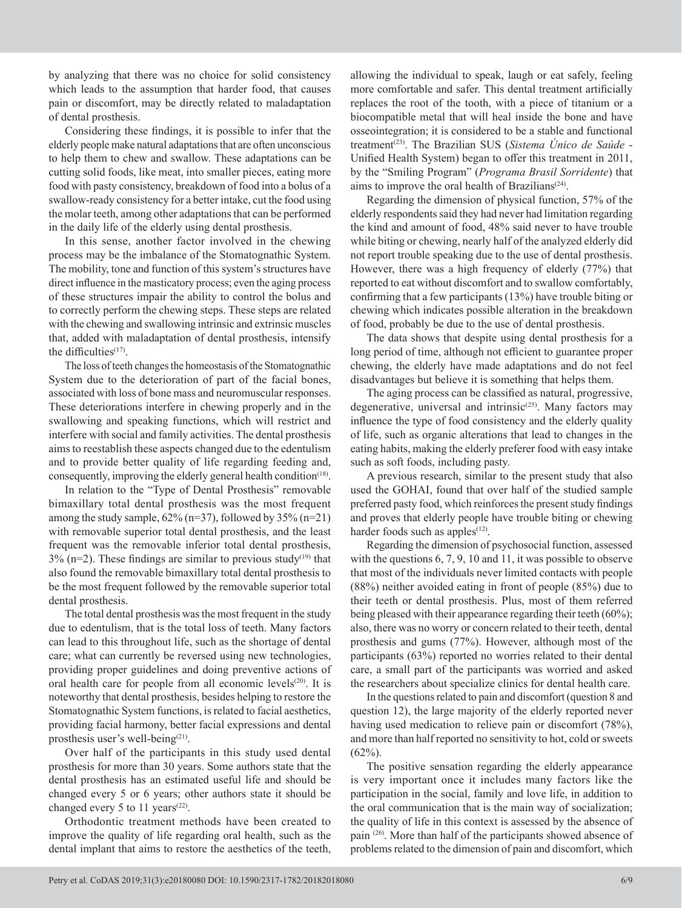by analyzing that there was no choice for solid consistency which leads to the assumption that harder food, that causes pain or discomfort, may be directly related to maladaptation of dental prosthesis.

Considering these findings, it is possible to infer that the elderly people make natural adaptations that are often unconscious to help them to chew and swallow. These adaptations can be cutting solid foods, like meat, into smaller pieces, eating more food with pasty consistency, breakdown of food into a bolus of a swallow-ready consistency for a better intake, cut the food using the molar teeth, among other adaptations that can be performed in the daily life of the elderly using dental prosthesis.

In this sense, another factor involved in the chewing process may be the imbalance of the Stomatognathic System. The mobility, tone and function of this system's structures have direct influence in the masticatory process; even the aging process of these structures impair the ability to control the bolus and to correctly perform the chewing steps. These steps are related with the chewing and swallowing intrinsic and extrinsic muscles that, added with maladaptation of dental prosthesis, intensify the difficulties[17].

The loss of teeth changes the homeostasis of the Stomatognathic System due to the deterioration of part of the facial bones, associated with loss of bone mass and neuromuscular responses. These deteriorations interfere in chewing properly and in the swallowing and speaking functions, which will restrict and interfere with social and family activities. The dental prosthesis aims to reestablish these aspects changed due to the edentulism and to provide better quality of life regarding feeding and, consequently, improving the elderly general health condition[18].

In relation to the "Type of Dental Prosthesis" removable bimaxillary total dental prosthesis was the most frequent among the study sample, 62% (n=37), followed by 35% (n=21) with removable superior total dental prosthesis, and the least frequent was the removable inferior total dental prosthesis, 3% (n=2). These findings are similar to previous study[19] that also found the removable bimaxillary total dental prosthesis to be the most frequent followed by the removable superior total dental prosthesis.

The total dental prosthesis was the most frequent in the study due to edentulism, that is the total loss of teeth. Many factors can lead to this throughout life, such as the shortage of dental care; what can currently be reversed using new technologies, providing proper guidelines and doing preventive actions of oral health care for people from all economic levels[20]. It is noteworthy that dental prosthesis, besides helping to restore the Stomatognathic System functions, is related to facial aesthetics, providing facial harmony, better facial expressions and dental prosthesis user's well-being[21].

Over half of the participants in this study used dental prosthesis for more than 30 years. Some authors state that the dental prosthesis has an estimated useful life and should be changed every 5 or 6 years; other authors state it should be changed every 5 to 11 years[22].

Orthodontic treatment methods have been created to improve the quality of life regarding oral health, such as the dental implant that aims to restore the aesthetics of the teeth, allowing the individual to speak, laugh or eat safely, feeling more comfortable and safer. This dental treatment artificially replaces the root of the tooth, with a piece of titanium or a biocompatible metal that will heal inside the bone and have osseointegration; it is considered to be a stable and functional treatment[23]. The Brazilian SUS (*Sistema Único de Saúde* - Unified Health System) began to offer this treatment in 2011, by the "Smiling Program" (*Programa Brasil Sorridente*) that aims to improve the oral health of Brazilians[24].

Regarding the dimension of physical function, 57% of the elderly respondents said they had never had limitation regarding the kind and amount of food, 48% said never to have trouble while biting or chewing, nearly half of the analyzed elderly did not report trouble speaking due to the use of dental prosthesis. However, there was a high frequency of elderly (77%) that reported to eat without discomfort and to swallow comfortably, confirming which that a few participants (13%) have trouble biting or chewing which indicates possible alteration in the breakdown of food, probably be due to the use of dental prosthesis.

The data shows that despite using dental prosthesis for a long period of time, although not efficient to guarantee proper chewing, the elderly have made adaptations and do not feel disadvantages but believe it is something that helps them.

The aging process can be classified as natural, progressive, degenerative, universal and intrinsic[25]. Many factors may influence the type of food consistency and the elderly quality of life, such as organic alterations that lead to changes in the eating habits, making the elderly preferer food with easy intake such as soft foods, including pasty.

A previous research, similar to the present study that also used the GOHAI, found that over half of the studied sample preferred pasty food, which reinforces the present study findings and proves that elderly people have trouble biting or chewing harder foods such as apples[12].

Regarding the dimension of psychosocial function, assessed with the questions 6, 7, 9, 10 and 11, it was possible to observe that most of the individuals never limited contacts with people (88%) neither avoided eating in front of people (85%) due to their teeth or dental prosthesis. Plus, most of them referred being pleased with their appearance regarding their teeth (60%); also, there was no worry or concern related to their teeth, dental prosthesis and gums (77%). However, although most of the participants (63%) reported no worries related to their dental care, a small part of the participants was worried and asked the researchers about specialize clinics for dental health care.

In the questions related to pain and discomfort (question 8 and question 12), the large majority of the elderly reported never having used medication to relieve pain or discomfort (78%), and more than half reported no sensitivity to hot, cold or sweets (62%).

The positive sensation regarding the elderly appearance is very important once it includes many factors like the participation in the social, family and love life, in addition to the oral communication that is the main way of socialization; the quality of life in this context is assessed by the absence of pain [26]. More than half of the participants showed absence of problems related to the dimension of pain and discomfort, which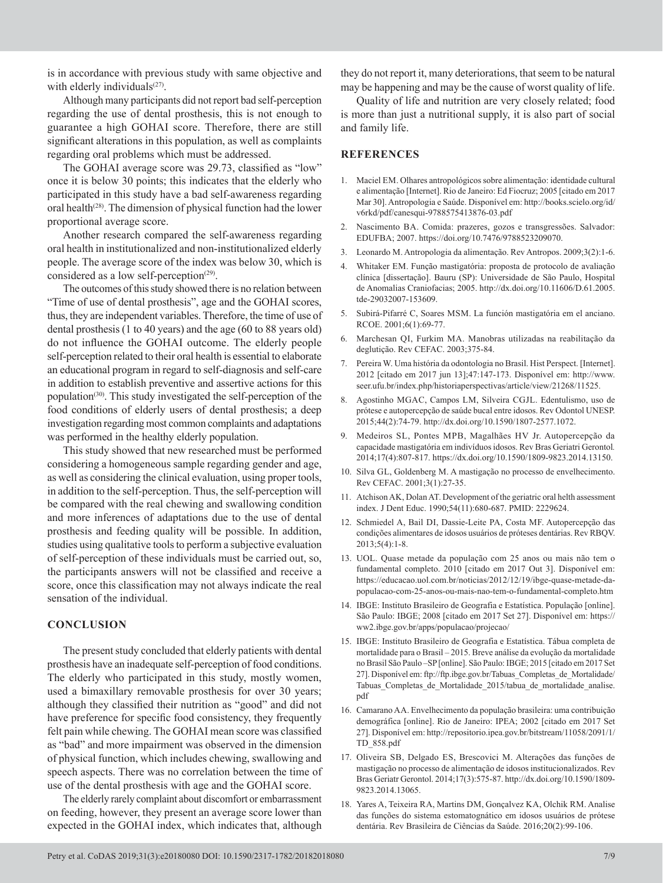is in accordance with previous study with same objective and with elderly individuals[27].

Although many participants did not report bad self-perception regarding the use of dental prosthesis, this is not enough to guarantee a high GOHAI score. Therefore, there are still significant alterations in this population, as well as complaints regarding oral problems which must be addressed.

The GOHAI average score was 29.73, classified as "low" once it is below 30 points; this indicates that the elderly who participated in this study have a bad self-awareness regarding oral health[28]. The dimension of physical function had the lower proportional average score.

Another research compared the self-awareness regarding oral health in institutionalized and non-institutionalized elderly people. The average score of the index was below 30, which is considered as a low self-perception[29].

The outcomes of this study showed there is no relation between "Time of use of dental prosthesis", age and the GOHAI scores, thus, they are independent variables. Therefore, the time of use of dental prosthesis (1 to 40 years) and the age (60 to 88 years old) do not influence the GOHAI outcome. The elderly people self-perception related to their oral health is essential to elaborate an educational program in regard to self-diagnosis and self-care in addition to establish preventive and assertive actions for this population[30]. This study investigated the self-perception of the food conditions of elderly users of dental prosthesis; a deep investigation regarding most common complaints and adaptations was performed in the healthy elderly population.

This study showed that new researched must be performed considering a homogeneous sample regarding gender and age, as well as considering the clinical evaluation, using proper tools, in addition to the self-perception. Thus, the self-perception will be compared with the real chewing and swallowing condition and more inferences of adaptations due to the use of dental prosthesis and feeding quality will be possible. In addition, studies using qualitative tools to perform a subjective evaluation of self-perception of these individuals must be carried out, so, the participants answers will not be classified and receive a score, once this classification may not always indicate the real sensation of the individual.

## CONCLUSION

The present study concluded that elderly patients with dental prosthesis have an inadequate self-perception of food conditions. The elderly who participated in this study, mostly women, used a bimaxillary removable prosthesis for over 30 years; although they classified their nutrition as "good" and did not have preference for specific food consistency, they frequently felt pain while chewing. The GOHAI mean score was classified as "bad" and more impairment was observed in the dimension of physical function, which includes chewing, swallowing and speech aspects. There was no correlation between the time of use of the dental prosthesis with age and the GOHAI score.

The elderly rarely complaint about discomfort or embarrassment on feeding, however, they present an average score lower than expected in the GOHAI index, which indicates that, although they do not report it, many deteriorations, that seem to be natural may be happening and may be the cause of worst quality of life.

Quality of life and nutrition are very closely related; food is more than just a nutritional supply, it is also part of social and family life.

## REFERENCES

1. Maciel EM. Olhares antropológicos sobre alimentação: identidade cultural e alimentação [Internet]. Rio de Janeiro: Ed Fiocruz; 2005 [citado em 2017 Mar 30]. Antropologia e Saúde. Disponível em: http://books.scielo.org/id/v6rkd/pdf/canesqui-9788575413876-03.pdf
2. Nascimento BA. Comida: prazeres, gozos e transgressões. Salvador: EDUFBA; 2007. https://doi.org/10.7476/9788523209070.
3. Leonardo M. Antropologia da alimentação. Rev Antropos. 2009;3(2):1-6.
4. Whitaker EM. Função mastigatória: proposta de protocolo de avaliação clínica [dissertação]. Bauru (SP): Universidade de São Paulo, Hospital de Anomalias Craniofacias; 2005. http://dx.doi.org/10.11606/D.61.2005.tde-29032007-153609.
5. Subirá-Pifarré C, Soares MSM. La función mastigatória em el anciano. RCOE. 2001;6(1):69-77.
6. Marchesan QI, Furkim MA. Manobras utilizadas na reabilitação da deglutição. Rev CEFAC. 2003;375-84.
7. Pereira W. Uma história da odontologia no Brasil. Hist Perspect. [Internet]. 2012 [citado em 2017 jun 13];47:147-173. Disponível em: http://www.seer.ufu.br/index.php/historiaperspectivas/article/view/21268/11525.
8. Agostinho MGAC, Campos LM, Silveira CGJL. Edentulismo, uso de prótese e autopercepção de saúde bucal entre idosos. Rev Odontol UNESP. 2015;44(2):74-79. http://dx.doi.org/10.1590/1807-2577.1072.
9. Medeiros SL, Pontes MPB, Magalhães HV Jr. Autopercepção da capacidade mastigatória em indivíduos idosos. Rev Bras Geriatri Gerontol. 2014;17(4):807-817. https://dx.doi.org/10.1590/1809-9823.2014.13150.
10. Silva GL, Goldenberg M. A mastigação no processo de envelhecimento. Rev CEFAC. 2001;3(1):27-35.
11. Atchison AK, Dolan AT. Development of the geriatric oral helth assessment index. J Dent Educ. 1990;54(11):680-687. PMID: 2229624.
12. Schmiedel A, Bail DI, Dassie-Leite PA, Costa MF. Autopercepção das condições alimentares de idosos usuários de próteses dentárias. Rev RBQV. 2013;5(4):1-8.
13. UOL. Quase metade da população com 25 anos ou mais não tem o fundamental completo. 2010 [citado em 2017 Out 3]. Disponível em: https://educacao.uol.com.br/noticias/2012/12/19/ibge-quase-metade-da-populacao-com-25-anos-ou-mais-nao-tem-o-fundamental-completo.htm
14. IBGE: Instituto Brasileiro de Geografia e Estatística. População [online]. São Paulo: IBGE; 2008 [citado em 2017 Set 27]. Disponível em: https://ww2.ibge.gov.br/apps/populacao/projecao/
15. IBGE: Instituto Brasileiro de Geografia e Estatística. Tábua completa de mortalidade para o Brasil – 2015. Breve análise da evolução da mortalidade no Brasil São Paulo –SP [online]. São Paulo: IBGE; 2015 [citado em 2017 Set 27]. Disponível em: ftp://ftp.ibge.gov.br/Tabuas_Completas_de_Mortalidade/Tabuas_Completas_de_Mortalidade_2015/tabua_de_mortalidade_analise.pdf
16. Camarano AA. Envelhecimento da população brasileira: uma contribuição demográfica [online]. Rio de Janeiro: IPEA; 2002 [citado em 2017 Set 27]. Disponível em: http://repositorio.ipea.gov.br/bitstream/11058/2091/1/TD_858.pdf
17. Oliveira SB, Delgado ES, Brescovici M. Alterações das funções de mastigação no processo de alimentação de idosos institucionalizados. Rev Bras Geriatr Gerontol. 2014;17(3):575-87. http://dx.doi.org/10.1590/1809-9823.2014.13065.
18. Yares A, Teixeira RA, Martins DM, Gonçalvez KA, Olchik RM. Analise das funções do sistema estomatognático em idosos usuários de prótese dentária. Rev Brasileira de Ciências da Saúde. 2016;20(2):99-106.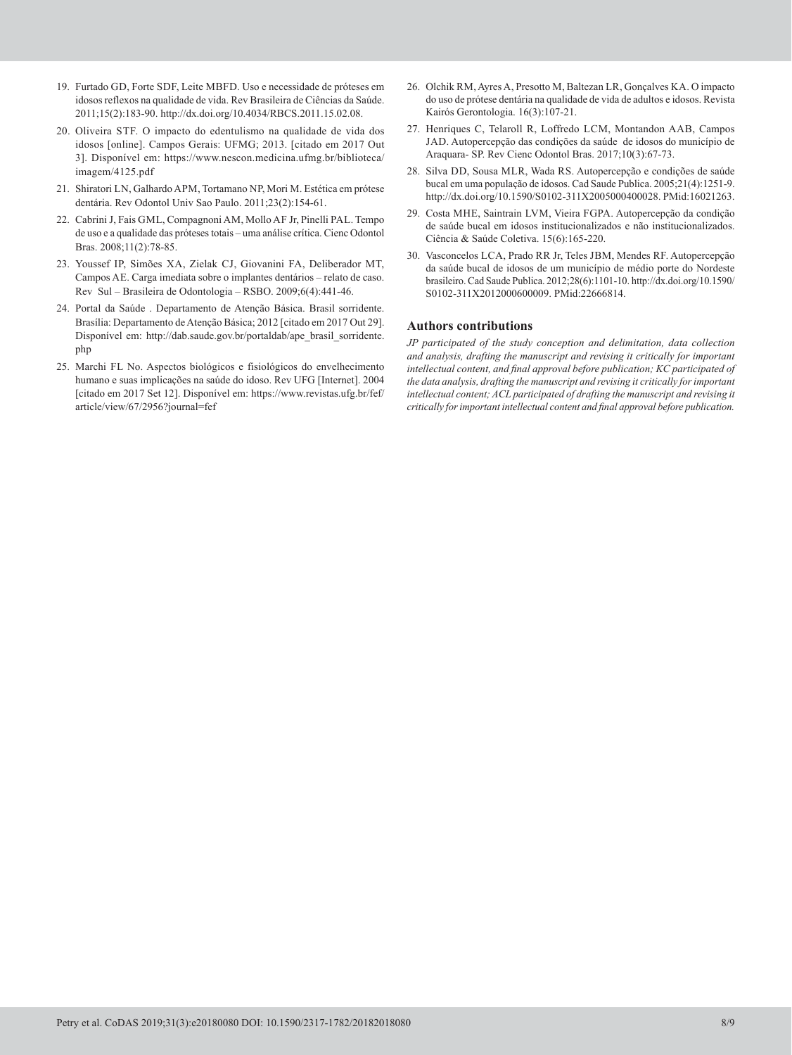19. Furtado GD, Forte SDF, Leite MBFD. Uso e necessidade de próteses em idosos reflexos na qualidade de vida. Rev Brasileira de Ciências da Saúde. 2011;15(2):183-90. http://dx.doi.org/10.4034/RBCS.2011.15.02.08.
20. Oliveira STF. O impacto do edentulismo na qualidade de vida dos idosos [online]. Campos Gerais: UFMG; 2013. [citado em 2017 Out 3]. Disponível em: https://www.nescon.medicina.ufmg.br/biblioteca/imagem/4125.pdf
21. Shiratori LN, Galhardo APM, Tortamano NP, Mori M. Estética em prótese dentária. Rev Odontol Univ Sao Paulo. 2011;23(2):154-61.
22. Cabrini J, Fais GML, Compagnoni AM, Mollo AF Jr, Pinelli PAL. Tempo de uso e a qualidade das próteses totais – uma análise crítica. Cienc Odontol Bras. 2008;11(2):78-85.
23. Youssef IP, Simões XA, Zielak CJ, Giovanini FA, Deliberador MT, Campos AE. Carga imediata sobre o implantes dentários – relato de caso. Rev Sul – Brasileira de Odontologia – RSBO. 2009;6(4):441-46.
24. Portal da Saúde . Departamento de Atenção Básica. Brasil sorridente. Brasília: Departamento de Atenção Básica; 2012 [citado em 2017 Out 29]. Disponível em: http://dab.saude.gov.br/portaldab/ape_brasil_sorridente.php
25. Marchi FL No. Aspectos biológicos e fisiológicos do envelhecimento humano e suas implicações na saúde do idoso. Rev UFG [Internet]. 2004 [citado em 2017 Set 12]. Disponível em: https://www.revistas.ufg.br/fef/article/view/67/2956?journal=fef
26. Olchik RM, Ayres A, Presotto M, Baltezan LR, Gonçalves KA. O impacto do uso de prótese dentária na qualidade de vida de adultos e idosos. Revista Kairós Gerontologia. 16(3):107-21.
27. Henriques C, Telaroll R, Loffredo LCM, Montandon AAB, Campos JAD. Autopercepção das condições da saúde de idosos do município de Araquara- SP. Rev Cienc Odontol Bras. 2017;10(3):67-73.
28. Silva DD, Sousa MLR, Wada RS. Autopercepção e condições de saúde bucal em uma população de idosos. Cad Saude Publica. 2005;21(4):1251-9. http://dx.doi.org/10.1590/S0102-311X2005000400028. PMid:16021263.
29. Costa MHE, Saintrain LVM, Vieira FGPA. Autopercepção da condição de saúde bucal em idosos institucionalizados e não institucionalizados. Ciência & Saúde Coletiva. 15(6):165-220.
30. Vasconcelos LCA, Prado RR Jr, Teles JBM, Mendes RF. Autopercepção da saúde bucal de idosos de um município de médio porte do Nordeste brasileiro. Cad Saude Publica. 2012;28(6):1101-10. http://dx.doi.org/10.1590/S0102-311X2012000600009. PMid:22666814.

## Authors contributions

*JP participated of the study conception and delimitation, data collection and analysis, drafting the manuscript and revising it critically for important intellectual content, and final approval before publication; KC participated of the data analysis, drafting the manuscript and revising it critically for important intellectual content; ACL participated of drafting the manuscript and revising it critically for important intellectual content and final approval before publication.*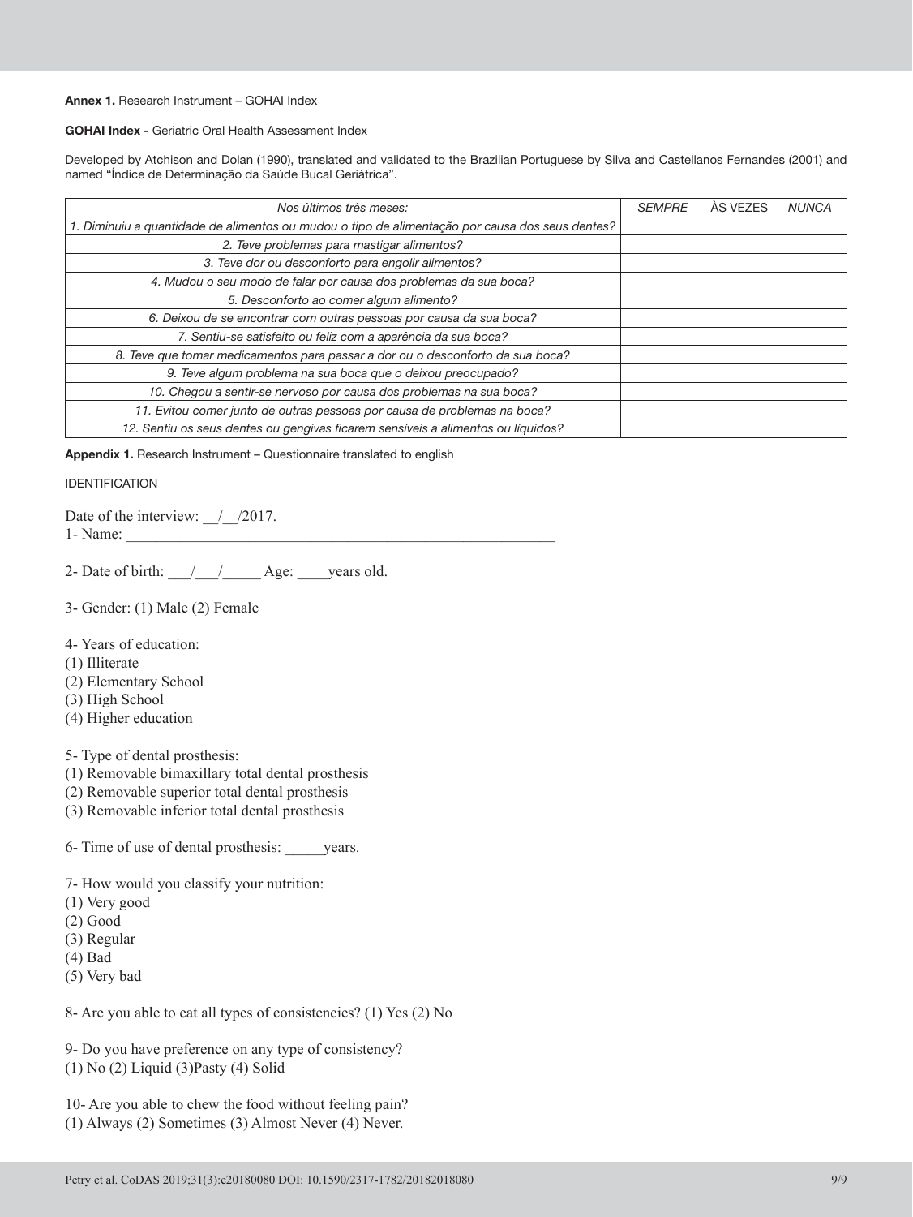**Annex 1.** Research Instrument – GOHAI Index

**GOHAI Index -** Geriatric Oral Health Assessment Index

Developed by Atchison and Dolan (1990), translated and validated to the Brazilian Portuguese by Silva and Castellanos Fernandes (2001) and named "Índice de Determinação da Saúde Bucal Geriátrica".

| *Nos últimos três meses:* | *SEMPRE* | ÀS VEZES | *NUNCA* |
|---|---|---|---|
| *1. Diminuiu a quantidade de alimentos ou mudou o tipo de alimentação por causa dos seus dentes?* | | | |
| *2. Teve problemas para mastigar alimentos?* | | | |
| *3. Teve dor ou desconforto para engolir alimentos?* | | | |
| *4. Mudou o seu modo de falar por causa dos problemas da sua boca?* | | | |
| *5. Desconforto ao comer algum alimento?* | | | |
| *6. Deixou de se encontrar com outras pessoas por causa da sua boca?* | | | |
| *7. Sentiu-se satisfeito ou feliz com a aparência da sua boca?* | | | |
| *8. Teve que tomar medicamentos para passar a dor ou o desconforto da sua boca?* | | | |
| *9. Teve algum problema na sua boca que o deixou preocupado?* | | | |
| *10. Chegou a sentir-se nervoso por causa dos problemas na sua boca?* | | | |
| *11. Evitou comer junto de outras pessoas por causa de problemas na boca?* | | | |
| *12. Sentiu os seus dentes ou gengivas ficarem sensíveis a alimentos ou líquidos?* | | | |

**Appendix 1.** Research Instrument – Questionnaire translated to english

IDENTIFICATION

Date of the interview: \_\_/\_\_/2017.
1- Name: \_\_\_\_\_\_\_\_\_\_\_\_\_\_\_\_\_\_\_\_\_\_\_\_\_\_\_\_\_\_\_\_\_\_\_\_\_\_\_\_\_\_\_\_\_\_\_\_\_\_\_\_\_\_\_\_

2- Date of birth: \_\_\_/\_\_\_/\_\_\_\_\_ Age: \_\_\_\_years old.

3- Gender: (1) Male (2) Female

4- Years of education:
(1) Illiterate
(2) Elementary School
(3) High School
(4) Higher education

5- Type of dental prosthesis:
(1) Removable bimaxillary total dental prosthesis
(2) Removable superior total dental prosthesis
(3) Removable inferior total dental prosthesis

6- Time of use of dental prosthesis: \_\_\_\_\_years.

7- How would you classify your nutrition:
(1) Very good
(2) Good
(3) Regular
(4) Bad
(5) Very bad

8- Are you able to eat all types of consistencies? (1) Yes (2) No

9- Do you have preference on any type of consistency?
(1) No (2) Liquid (3)Pasty (4) Solid

10- Are you able to chew the food without feeling pain?
(1) Always (2) Sometimes (3) Almost Never (4) Never.